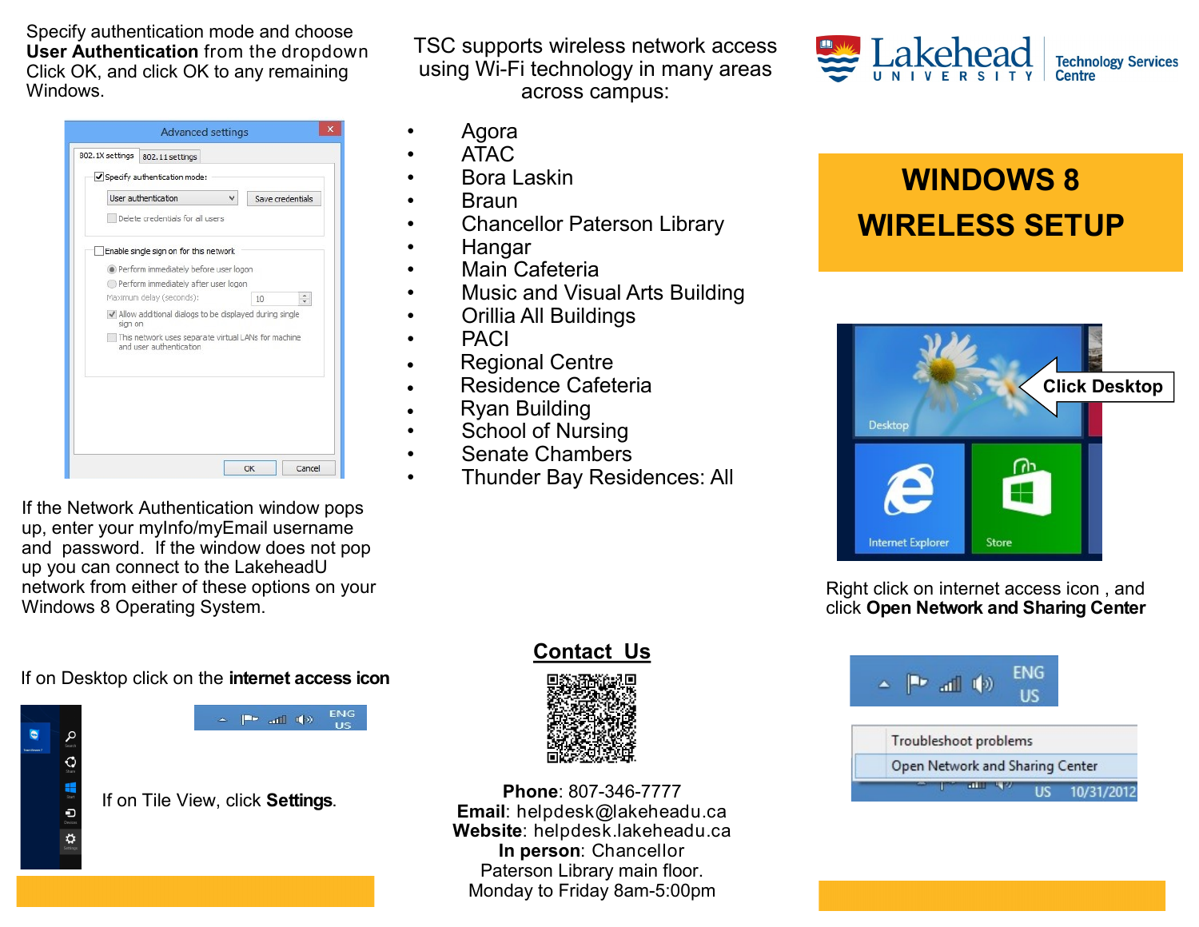# WINDOWS 8 WIRELESS SETUP

Lakehead University Technology Services Centre

TSC supports wireless network access using Wi-Fi technology in many areas across campus:

- Agora
- ATAC
- Bora Laskin
- Braun
- Chancellor Paterson Library
- Hangar
- Main Cafeteria
- Music and Visual Arts Building
- Orillia All Buildings
- PACI
- Regional Centre
- Residence Cafeteria
- Ryan Building
- School of Nursing
- Senate Chambers
- Thunder Bay Residences: All

Click Desktop

Right click on internet access icon , and click **Open Network and Sharing Center**

If on Desktop click on the **internet access icon**

If on Tile View, click **Settings**.

Specify authentication mode and choose **User Authentication** from the dropdown Click OK, and click OK to any remaining Windows.

If the Network Authentication window pops up, enter your myInfo/myEmail username and password. If the window does not pop up you can connect to the LakeheadU network from either of these options on your Windows 8 Operating System.

## Contact Us

**Phone**: 807-346-7777
**Email**: helpdesk@lakeheadu.ca
**Website**: helpdesk.lakeheadu.ca
**In person**: Chancellor Paterson Library main floor.
Monday to Friday 8am-5:00pm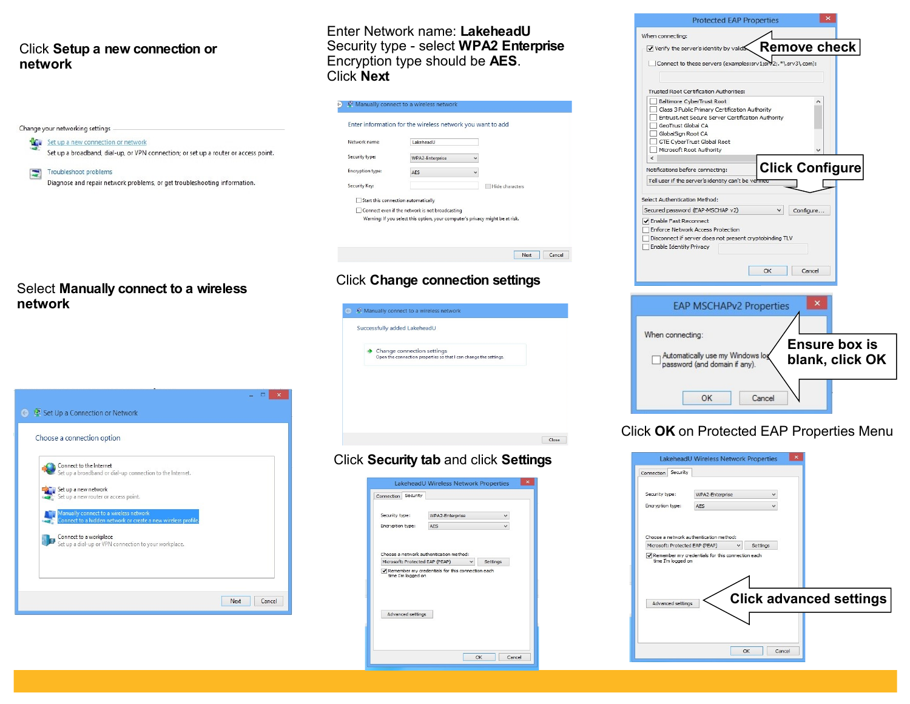Click **Setup a new connection or network**

Select **Manually connect to a wireless network**

Enter Network name: **LakeheadU**
Security type - select **WPA2 Enterprise**
Encryption type should be **AES**.
Click **Next**

Click **Change connection settings**

Click **Security tab** and click **Settings**

**Remove check**

**Click Configure**

**Ensure box is blank, click OK**

Click **OK** on Protected EAP Properties Menu

**Click advanced settings**